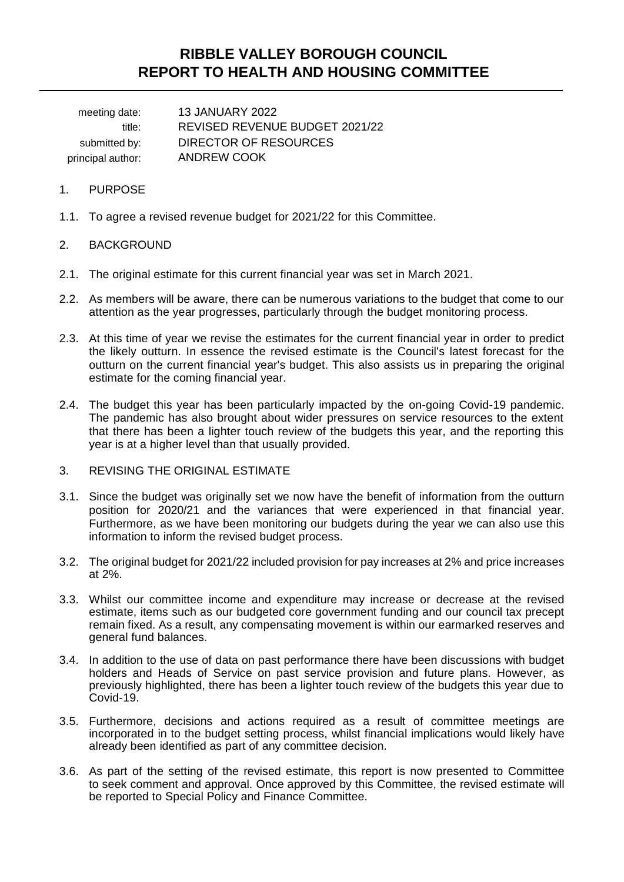# RIBBLE VALLEY BOROUGH COUNCIL
# REPORT TO HEALTH AND HOUSING COMMITTEE

| | |
|---|---|
| meeting date: | 13 JANUARY 2022 |
| title: | REVISED REVENUE BUDGET 2021/22 |
| submitted by: | DIRECTOR OF RESOURCES |
| principal author: | ANDREW COOK |

1. PURPOSE

1.1. To agree a revised revenue budget for 2021/22 for this Committee.

2. BACKGROUND

2.1. The original estimate for this current financial year was set in March 2021.

2.2. As members will be aware, there can be numerous variations to the budget that come to our attention as the year progresses, particularly through the budget monitoring process.

2.3. At this time of year we revise the estimates for the current financial year in order to predict the likely outturn. In essence the revised estimate is the Council's latest forecast for the outturn on the current financial year's budget. This also assists us in preparing the original estimate for the coming financial year.

2.4. The budget this year has been particularly impacted by the on-going Covid-19 pandemic. The pandemic has also brought about wider pressures on service resources to the extent that there has been a lighter touch review of the budgets this year, and the reporting this year is at a higher level than that usually provided.

3. REVISING THE ORIGINAL ESTIMATE

3.1. Since the budget was originally set we now have the benefit of information from the outturn position for 2020/21 and the variances that were experienced in that financial year. Furthermore, as we have been monitoring our budgets during the year we can also use this information to inform the revised budget process.

3.2. The original budget for 2021/22 included provision for pay increases at 2% and price increases at 2%.

3.3. Whilst our committee income and expenditure may increase or decrease at the revised estimate, items such as our budgeted core government funding and our council tax precept remain fixed. As a result, any compensating movement is within our earmarked reserves and general fund balances.

3.4. In addition to the use of data on past performance there have been discussions with budget holders and Heads of Service on past service provision and future plans. However, as previously highlighted, there has been a lighter touch review of the budgets this year due to Covid-19.

3.5. Furthermore, decisions and actions required as a result of committee meetings are incorporated in to the budget setting process, whilst financial implications would likely have already been identified as part of any committee decision.

3.6. As part of the setting of the revised estimate, this report is now presented to Committee to seek comment and approval. Once approved by this Committee, the revised estimate will be reported to Special Policy and Finance Committee.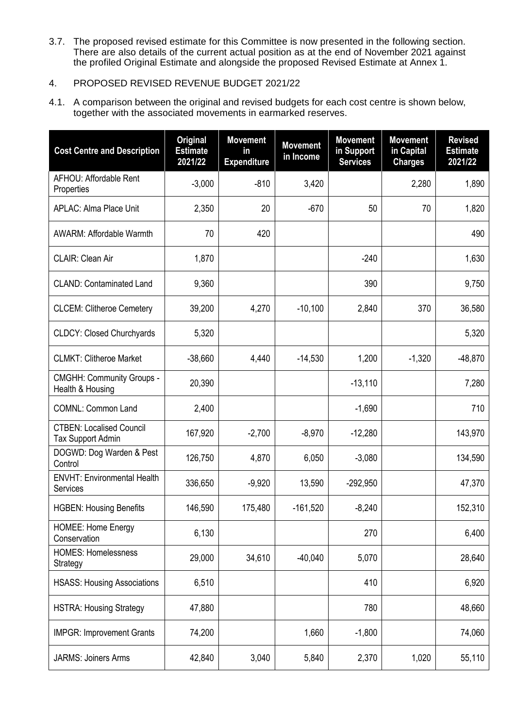3.7. The proposed revised estimate for this Committee is now presented in the following section. There are also details of the current actual position as at the end of November 2021 against the profiled Original Estimate and alongside the proposed Revised Estimate at Annex 1.

4. PROPOSED REVISED REVENUE BUDGET 2021/22

4.1. A comparison between the original and revised budgets for each cost centre is shown below, together with the associated movements in earmarked reserves.

| Cost Centre and Description | Original Estimate 2021/22 | Movement in Expenditure | Movement in Income | Movement in Support Services | Movement in Capital Charges | Revised Estimate 2021/22 |
|---|---|---|---|---|---|---|
| AFHOU: Affordable Rent Properties | -3,000 | -810 | 3,420 | | 2,280 | 1,890 |
| APLAC: Alma Place Unit | 2,350 | 20 | -670 | 50 | 70 | 1,820 |
| AWARM: Affordable Warmth | 70 | 420 | | | | 490 |
| CLAIR: Clean Air | 1,870 | | | -240 | | 1,630 |
| CLAND: Contaminated Land | 9,360 | | | 390 | | 9,750 |
| CLCEM: Clitheroe Cemetery | 39,200 | 4,270 | -10,100 | 2,840 | 370 | 36,580 |
| CLDCY: Closed Churchyards | 5,320 | | | | | 5,320 |
| CLMKT: Clitheroe Market | -38,660 | 4,440 | -14,530 | 1,200 | -1,320 | -48,870 |
| CMGHH: Community Groups - Health & Housing | 20,390 | | | -13,110 | | 7,280 |
| COMNL: Common Land | 2,400 | | | -1,690 | | 710 |
| CTBEN: Localised Council Tax Support Admin | 167,920 | -2,700 | -8,970 | -12,280 | | 143,970 |
| DOGWD: Dog Warden & Pest Control | 126,750 | 4,870 | 6,050 | -3,080 | | 134,590 |
| ENVHT: Environmental Health Services | 336,650 | -9,920 | 13,590 | -292,950 | | 47,370 |
| HGBEN: Housing Benefits | 146,590 | 175,480 | -161,520 | -8,240 | | 152,310 |
| HOMEE: Home Energy Conservation | 6,130 | | | 270 | | 6,400 |
| HOMES: Homelessness Strategy | 29,000 | 34,610 | -40,040 | 5,070 | | 28,640 |
| HSASS: Housing Associations | 6,510 | | | 410 | | 6,920 |
| HSTRA: Housing Strategy | 47,880 | | | 780 | | 48,660 |
| IMPGR: Improvement Grants | 74,200 | | 1,660 | -1,800 | | 74,060 |
| JARMS: Joiners Arms | 42,840 | 3,040 | 5,840 | 2,370 | 1,020 | 55,110 |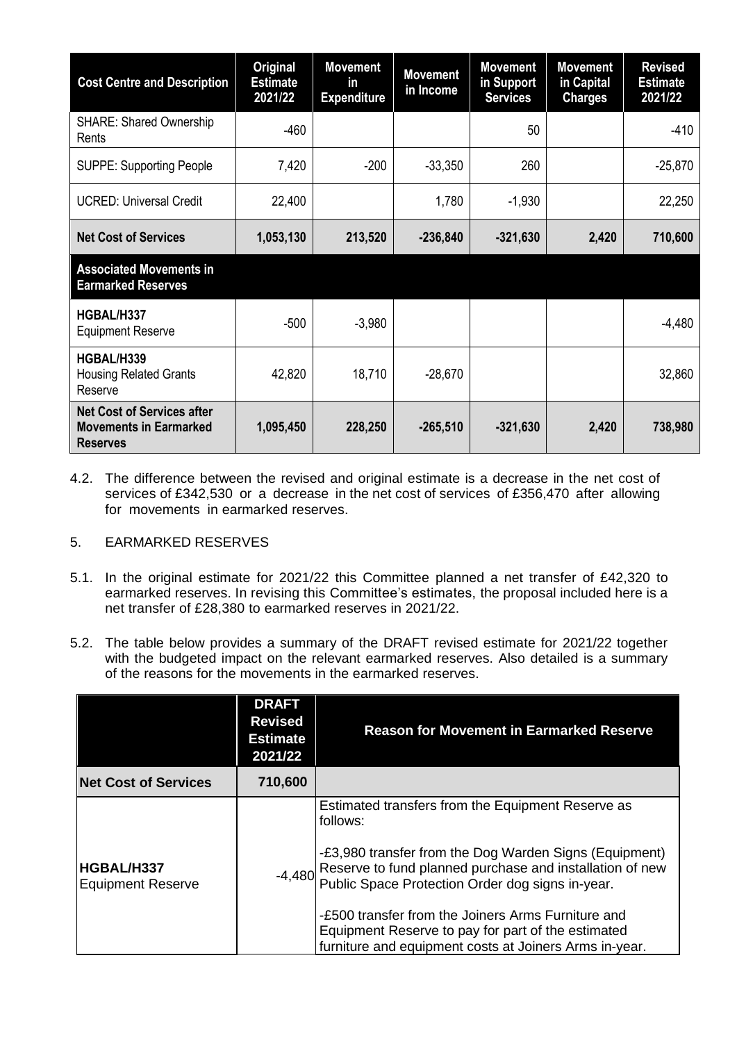| Cost Centre and Description | Original Estimate 2021/22 | Movement in Expenditure | Movement in Income | Movement in Support Services | Movement in Capital Charges | Revised Estimate 2021/22 |
|---|---|---|---|---|---|---|
| SHARE: Shared Ownership Rents | -460 | | | 50 | | -410 |
| SUPPE: Supporting People | 7,420 | -200 | -33,350 | 260 | | -25,870 |
| UCRED: Universal Credit | 22,400 | | 1,780 | -1,930 | | 22,250 |
| **Net Cost of Services** | **1,053,130** | **213,520** | **-236,840** | **-321,630** | **2,420** | **710,600** |
| **Associated Movements in Earmarked Reserves** | | | | | | |
| **HGBAL/H337** Equipment Reserve | -500 | -3,980 | | | | -4,480 |
| **HGBAL/H339** Housing Related Grants Reserve | 42,820 | 18,710 | -28,670 | | | 32,860 |
| **Net Cost of Services after Movements in Earmarked Reserves** | **1,095,450** | **228,250** | **-265,510** | **-321,630** | **2,420** | **738,980** |

4.2. The difference between the revised and original estimate is a decrease in the net cost of services of £342,530 or a decrease in the net cost of services of £356,470 after allowing for movements in earmarked reserves.

5. EARMARKED RESERVES

5.1. In the original estimate for 2021/22 this Committee planned a net transfer of £42,320 to earmarked reserves. In revising this Committee's estimates, the proposal included here is a net transfer of £28,380 to earmarked reserves in 2021/22.

5.2. The table below provides a summary of the DRAFT revised estimate for 2021/22 together with the budgeted impact on the relevant earmarked reserves. Also detailed is a summary of the reasons for the movements in the earmarked reserves.

| | DRAFT Revised Estimate 2021/22 | Reason for Movement in Earmarked Reserve |
|---|---|---|
| **Net Cost of Services** | **710,600** | |
| **HGBAL/H337** Equipment Reserve | -4,480 | Estimated transfers from the Equipment Reserve as follows:<br><br>-£3,980 transfer from the Dog Warden Signs (Equipment) Reserve to fund planned purchase and installation of new Public Space Protection Order dog signs in-year.<br><br>-£500 transfer from the Joiners Arms Furniture and Equipment Reserve to pay for part of the estimated furniture and equipment costs at Joiners Arms in-year. |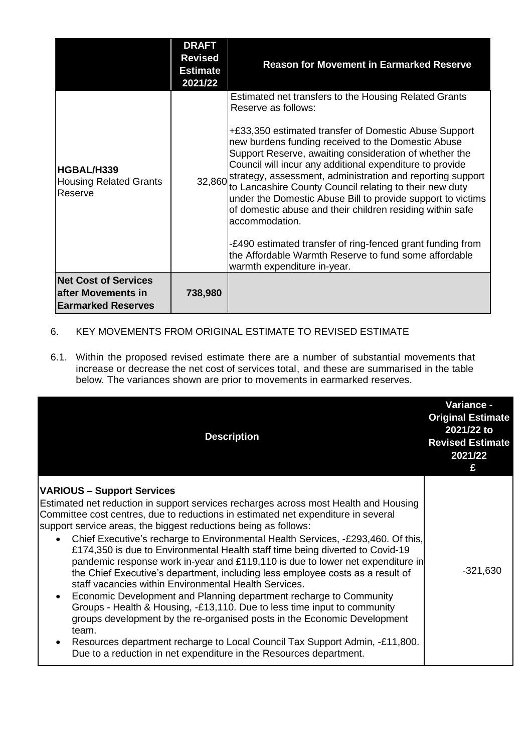| | DRAFT Revised Estimate 2021/22 | Reason for Movement in Earmarked Reserve |
|---|---|---|
| **HGBAL/H339** Housing Related Grants Reserve | 32,860 | Estimated net transfers to the Housing Related Grants Reserve as follows:<br><br>+£33,350 estimated transfer of Domestic Abuse Support new burdens funding received to the Domestic Abuse Support Reserve, awaiting consideration of whether the Council will incur any additional expenditure to provide strategy, assessment, administration and reporting support to Lancashire County Council relating to their new duty under the Domestic Abuse Bill to provide support to victims of domestic abuse and their children residing within safe accommodation.<br><br>-£490 estimated transfer of ring-fenced grant funding from the Affordable Warmth Reserve to fund some affordable warmth expenditure in-year. |
| **Net Cost of Services after Movements in Earmarked Reserves** | **738,980** | |

6. KEY MOVEMENTS FROM ORIGINAL ESTIMATE TO REVISED ESTIMATE

6.1. Within the proposed revised estimate there are a number of substantial movements that increase or decrease the net cost of services total, and these are summarised in the table below. The variances shown are prior to movements in earmarked reserves.

| Description | Variance - Original Estimate 2021/22 to Revised Estimate 2021/22 £ |
|---|---|
| **VARIOUS – Support Services**<br>Estimated net reduction in support services recharges across most Health and Housing Committee cost centres, due to reductions in estimated net expenditure in several support service areas, the biggest reductions being as follows:<br>• Chief Executive's recharge to Environmental Health Services, -£293,460. Of this, £174,350 is due to Environmental Health staff time being diverted to Covid-19 pandemic response work in-year and £119,110 is due to lower net expenditure in the Chief Executive's department, including less employee costs as a result of staff vacancies within Environmental Health Services.<br>• Economic Development and Planning department recharge to Community Groups - Health & Housing, -£13,110. Due to less time input to community groups development by the re-organised posts in the Economic Development team.<br>• Resources department recharge to Local Council Tax Support Admin, -£11,800. Due to a reduction in net expenditure in the Resources department. | -321,630 |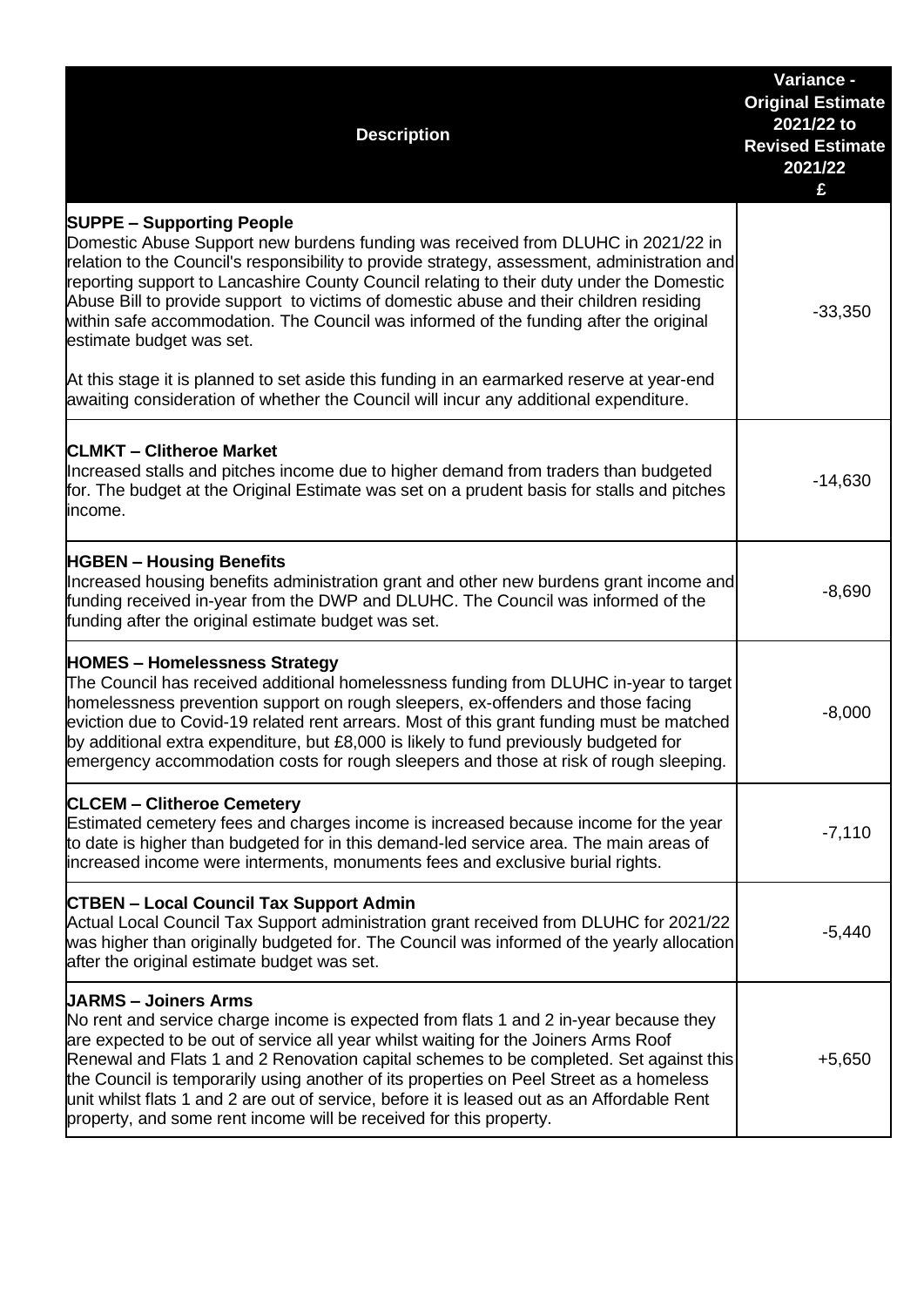| Description | Variance - Original Estimate 2021/22 to Revised Estimate 2021/22 £ |
|---|---|
| **SUPPE – Supporting People**<br>Domestic Abuse Support new burdens funding was received from DLUHC in 2021/22 in relation to the Council's responsibility to provide strategy, assessment, administration and reporting support to Lancashire County Council relating to their duty under the Domestic Abuse Bill to provide support to victims of domestic abuse and their children residing within safe accommodation. The Council was informed of the funding after the original estimate budget was set.<br><br>At this stage it is planned to set aside this funding in an earmarked reserve at year-end awaiting consideration of whether the Council will incur any additional expenditure. | -33,350 |
| **CLMKT – Clitheroe Market**<br>Increased stalls and pitches income due to higher demand from traders than budgeted for. The budget at the Original Estimate was set on a prudent basis for stalls and pitches income. | -14,630 |
| **HGBEN – Housing Benefits**<br>Increased housing benefits administration grant and other new burdens grant income and funding received in-year from the DWP and DLUHC. The Council was informed of the funding after the original estimate budget was set. | -8,690 |
| **HOMES – Homelessness Strategy**<br>The Council has received additional homelessness funding from DLUHC in-year to target homelessness prevention support on rough sleepers, ex-offenders and those facing eviction due to Covid-19 related rent arrears. Most of this grant funding must be matched by additional extra expenditure, but £8,000 is likely to fund previously budgeted for emergency accommodation costs for rough sleepers and those at risk of rough sleeping. | -8,000 |
| **CLCEM – Clitheroe Cemetery**<br>Estimated cemetery fees and charges income is increased because income for the year to date is higher than budgeted for in this demand-led service area. The main areas of increased income were interments, monuments fees and exclusive burial rights. | -7,110 |
| **CTBEN – Local Council Tax Support Admin**<br>Actual Local Council Tax Support administration grant received from DLUHC for 2021/22 was higher than originally budgeted for. The Council was informed of the yearly allocation after the original estimate budget was set. | -5,440 |
| **JARMS – Joiners Arms**<br>No rent and service charge income is expected from flats 1 and 2 in-year because they are expected to be out of service all year whilst waiting for the Joiners Arms Roof Renewal and Flats 1 and 2 Renovation capital schemes to be completed. Set against this the Council is temporarily using another of its properties on Peel Street as a homeless unit whilst flats 1 and 2 are out of service, before it is leased out as an Affordable Rent property, and some rent income will be received for this property. | +5,650 |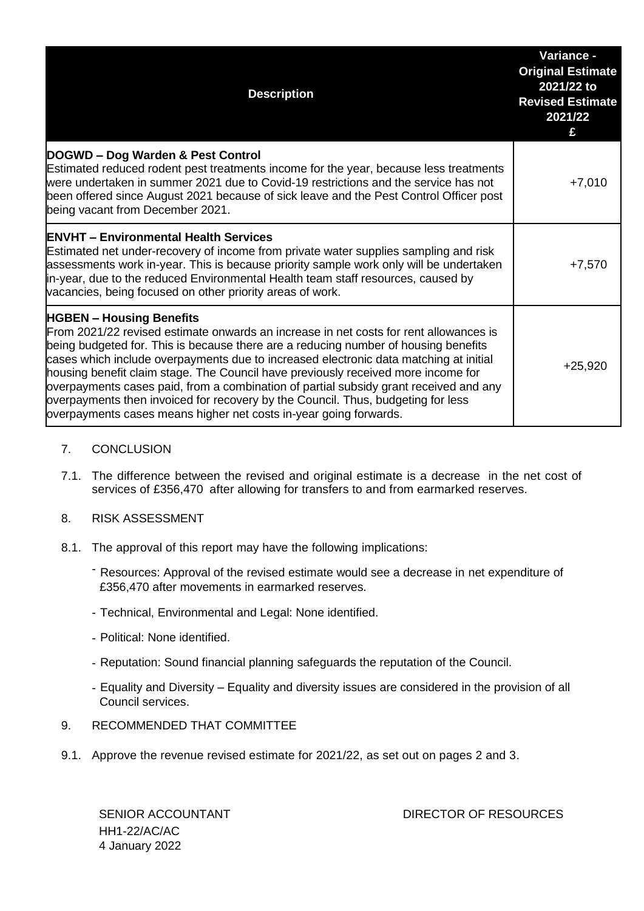| Description | Variance - Original Estimate 2021/22 to Revised Estimate 2021/22 £ |
|---|---|
| **DOGWD – Dog Warden & Pest Control**<br>Estimated reduced rodent pest treatments income for the year, because less treatments were undertaken in summer 2021 due to Covid-19 restrictions and the service has not been offered since August 2021 because of sick leave and the Pest Control Officer post being vacant from December 2021. | +7,010 |
| **ENVHT – Environmental Health Services**<br>Estimated net under-recovery of income from private water supplies sampling and risk assessments work in-year. This is because priority sample work only will be undertaken in-year, due to the reduced Environmental Health team staff resources, caused by vacancies, being focused on other priority areas of work. | +7,570 |
| **HGBEN – Housing Benefits**<br>From 2021/22 revised estimate onwards an increase in net costs for rent allowances is being budgeted for. This is because there are a reducing number of housing benefits cases which include overpayments due to increased electronic data matching at initial housing benefit claim stage. The Council have previously received more income for overpayments cases paid, from a combination of partial subsidy grant received and any overpayments then invoiced for recovery by the Council. Thus, budgeting for less overpayments cases means higher net costs in-year going forwards. | +25,920 |

7. CONCLUSION

7.1. The difference between the revised and original estimate is a decrease in the net cost of services of £356,470 after allowing for transfers to and from earmarked reserves.

8. RISK ASSESSMENT

8.1. The approval of this report may have the following implications:

- Resources: Approval of the revised estimate would see a decrease in net expenditure of £356,470 after movements in earmarked reserves.
- Technical, Environmental and Legal: None identified.
- Political: None identified.
- Reputation: Sound financial planning safeguards the reputation of the Council.
- Equality and Diversity – Equality and diversity issues are considered in the provision of all Council services.

9. RECOMMENDED THAT COMMITTEE

9.1. Approve the revenue revised estimate for 2021/22, as set out on pages 2 and 3.

SENIOR ACCOUNTANT  
HH1-22/AC/AC  
4 January 2022

DIRECTOR OF RESOURCES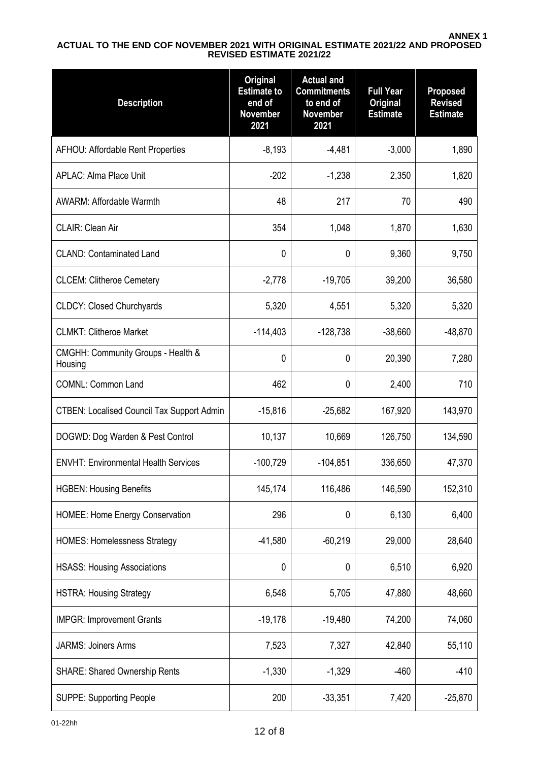**ANNEX 1**

**ACTUAL TO THE END COF NOVEMBER 2021 WITH ORIGINAL ESTIMATE 2021/22 AND PROPOSED REVISED ESTIMATE 2021/22**

| Description | Original Estimate to end of November 2021 | Actual and Commitments to end of November 2021 | Full Year Original Estimate | Proposed Revised Estimate |
|---|---|---|---|---|
| AFHOU: Affordable Rent Properties | -8,193 | -4,481 | -3,000 | 1,890 |
| APLAC: Alma Place Unit | -202 | -1,238 | 2,350 | 1,820 |
| AWARM: Affordable Warmth | 48 | 217 | 70 | 490 |
| CLAIR: Clean Air | 354 | 1,048 | 1,870 | 1,630 |
| CLAND: Contaminated Land | 0 | 0 | 9,360 | 9,750 |
| CLCEM: Clitheroe Cemetery | -2,778 | -19,705 | 39,200 | 36,580 |
| CLDCY: Closed Churchyards | 5,320 | 4,551 | 5,320 | 5,320 |
| CLMKT: Clitheroe Market | -114,403 | -128,738 | -38,660 | -48,870 |
| CMGHH: Community Groups - Health & Housing | 0 | 0 | 20,390 | 7,280 |
| COMNL: Common Land | 462 | 0 | 2,400 | 710 |
| CTBEN: Localised Council Tax Support Admin | -15,816 | -25,682 | 167,920 | 143,970 |
| DOGWD: Dog Warden & Pest Control | 10,137 | 10,669 | 126,750 | 134,590 |
| ENVHT: Environmental Health Services | -100,729 | -104,851 | 336,650 | 47,370 |
| HGBEN: Housing Benefits | 145,174 | 116,486 | 146,590 | 152,310 |
| HOMEE: Home Energy Conservation | 296 | 0 | 6,130 | 6,400 |
| HOMES: Homelessness Strategy | -41,580 | -60,219 | 29,000 | 28,640 |
| HSASS: Housing Associations | 0 | 0 | 6,510 | 6,920 |
| HSTRA: Housing Strategy | 6,548 | 5,705 | 47,880 | 48,660 |
| IMPGR: Improvement Grants | -19,178 | -19,480 | 74,200 | 74,060 |
| JARMS: Joiners Arms | 7,523 | 7,327 | 42,840 | 55,110 |
| SHARE: Shared Ownership Rents | -1,330 | -1,329 | -460 | -410 |
| SUPPE: Supporting People | 200 | -33,351 | 7,420 | -25,870 |

01-22hh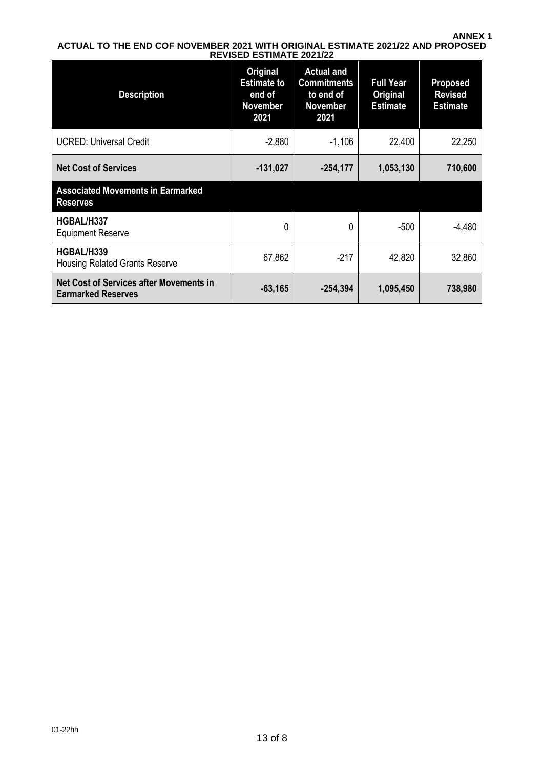**ANNEX 1**

**ACTUAL TO THE END COF NOVEMBER 2021 WITH ORIGINAL ESTIMATE 2021/22 AND PROPOSED REVISED ESTIMATE 2021/22**

| Description | Original Estimate to end of November 2021 | Actual and Commitments to end of November 2021 | Full Year Original Estimate | Proposed Revised Estimate |
|---|---|---|---|---|
| UCRED: Universal Credit | -2,880 | -1,106 | 22,400 | 22,250 |
| **Net Cost of Services** | **-131,027** | **-254,177** | **1,053,130** | **710,600** |
| **Associated Movements in Earmarked Reserves** | | | | |
| **HGBAL/H337** Equipment Reserve | 0 | 0 | -500 | -4,480 |
| **HGBAL/H339** Housing Related Grants Reserve | 67,862 | -217 | 42,820 | 32,860 |
| **Net Cost of Services after Movements in Earmarked Reserves** | **-63,165** | **-254,394** | **1,095,450** | **738,980** |

01-22hh